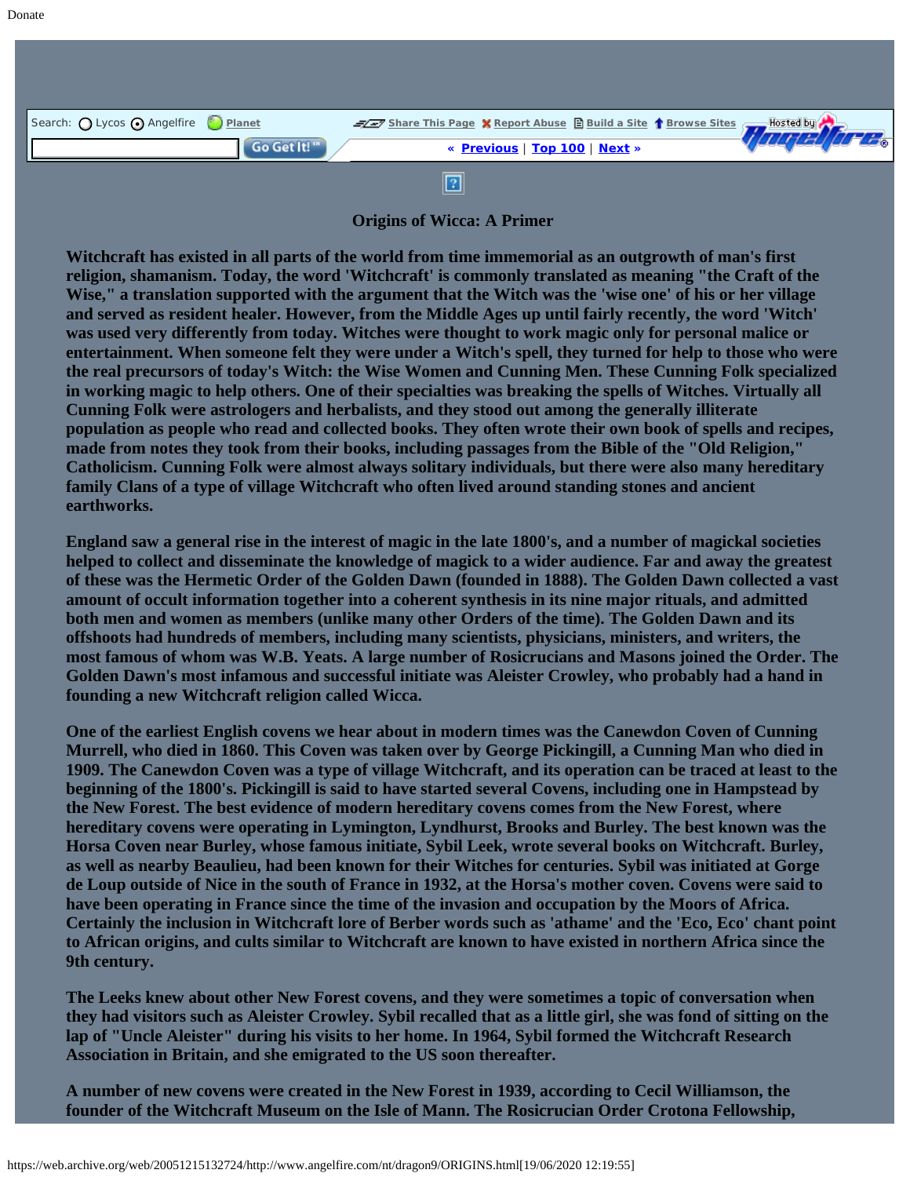# Origins of Wicca: A Primer

**Witchcraft has existed in all parts of the world from time immemorial as an outgrowth of man's first religion, shamanism. Today, the word 'Witchcraft' is commonly translated as meaning "the Craft of the Wise," a translation supported with the argument that the Witch was the 'wise one' of his or her village and served as resident healer. However, from the Middle Ages up until fairly recently, the word 'Witch' was used very differently from today. Witches were thought to work magic only for personal malice or entertainment. When someone felt they were under a Witch's spell, they turned for help to those who were the real precursors of today's Witch: the Wise Women and Cunning Men. These Cunning Folk specialized in working magic to help others. One of their specialties was breaking the spells of Witches. Virtually all Cunning Folk were astrologers and herbalists, and they stood out among the generally illiterate population as people who read and collected books. They often wrote their own book of spells and recipes, made from notes they took from their books, including passages from the Bible of the "Old Religion," Catholicism. Cunning Folk were almost always solitary individuals, but there were also many hereditary family Clans of a type of village Witchcraft who often lived around standing stones and ancient earthworks.**

**England saw a general rise in the interest of magic in the late 1800's, and a number of magickal societies helped to collect and disseminate the knowledge of magick to a wider audience. Far and away the greatest of these was the Hermetic Order of the Golden Dawn (founded in 1888). The Golden Dawn collected a vast amount of occult information together into a coherent synthesis in its nine major rituals, and admitted both men and women as members (unlike many other Orders of the time). The Golden Dawn and its offshoots had hundreds of members, including many scientists, physicians, ministers, and writers, the most famous of whom was W.B. Yeats. A large number of Rosicrucians and Masons joined the Order. The Golden Dawn's most infamous and successful initiate was Aleister Crowley, who probably had a hand in founding a new Witchcraft religion called Wicca.**

**One of the earliest English covens we hear about in modern times was the Canewdon Coven of Cunning Murrell, who died in 1860. This Coven was taken over by George Pickingill, a Cunning Man who died in 1909. The Canewdon Coven was a type of village Witchcraft, and its operation can be traced at least to the beginning of the 1800's. Pickingill is said to have started several Covens, including one in Hampstead by the New Forest. The best evidence of modern hereditary covens comes from the New Forest, where hereditary covens were operating in Lymington, Lyndhurst, Brooks and Burley. The best known was the Horsa Coven near Burley, whose famous initiate, Sybil Leek, wrote several books on Witchcraft. Burley, as well as nearby Beaulieu, had been known for their Witches for centuries. Sybil was initiated at Gorge de Loup outside of Nice in the south of France in 1932, at the Horsa's mother coven. Covens were said to have been operating in France since the time of the invasion and occupation by the Moors of Africa. Certainly the inclusion in Witchcraft lore of Berber words such as 'athame' and the 'Eco, Eco' chant point to African origins, and cults similar to Witchcraft are known to have existed in northern Africa since the 9th century.**

**The Leeks knew about other New Forest covens, and they were sometimes a topic of conversation when they had visitors such as Aleister Crowley. Sybil recalled that as a little girl, she was fond of sitting on the lap of "Uncle Aleister" during his visits to her home. In 1964, Sybil formed the Witchcraft Research Association in Britain, and she emigrated to the US soon thereafter.**

**A number of new covens were created in the New Forest in 1939, according to Cecil Williamson, the founder of the Witchcraft Museum on the Isle of Mann. The Rosicrucian Order Crotona Fellowship,**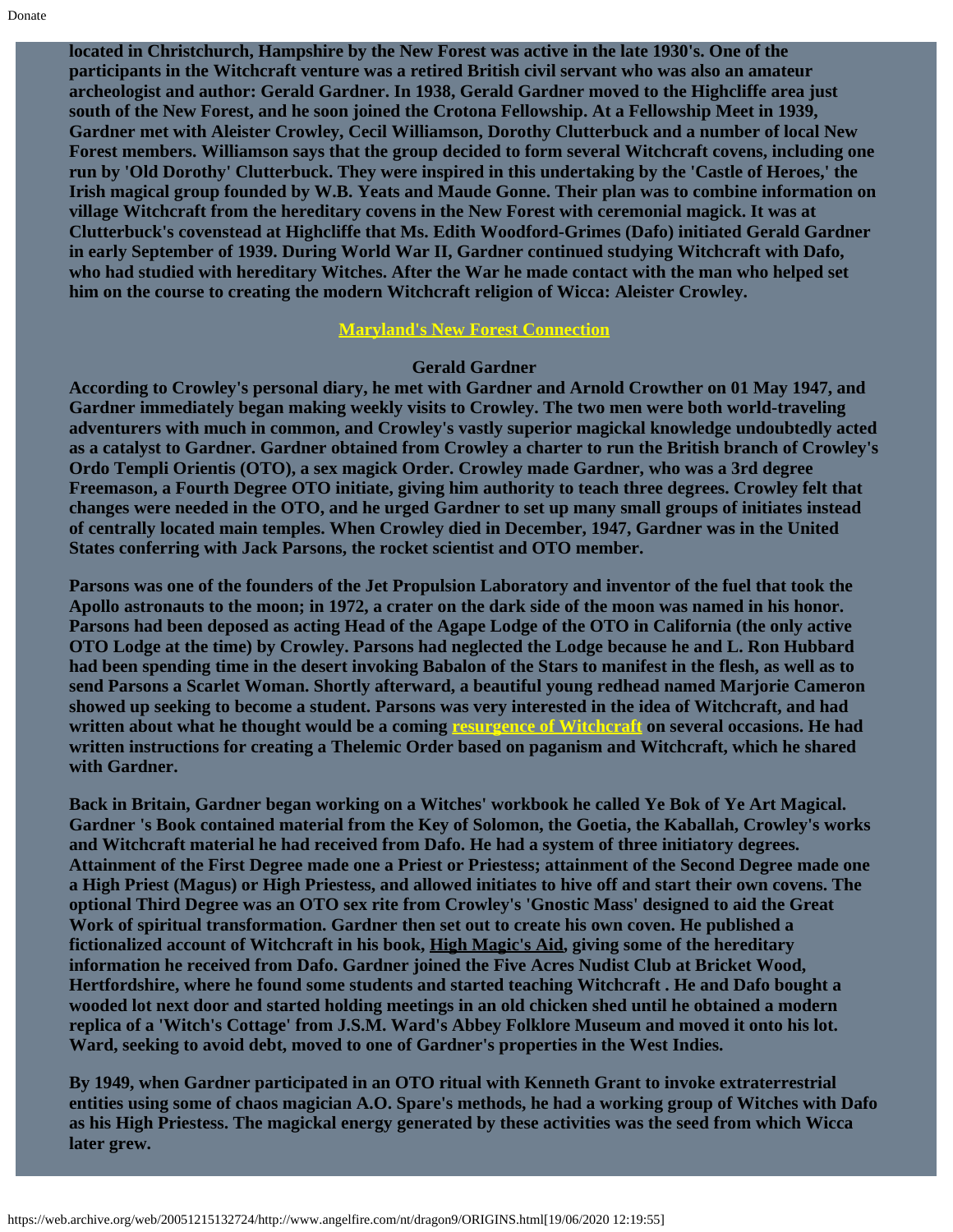**located in Christchurch, Hampshire by the New Forest was active in the late 1930's. One of the participants in the Witchcraft venture was a retired British civil servant who was also an amateur archeologist and author: Gerald Gardner. In 1938, Gerald Gardner moved to the Highcliffe area just south of the New Forest, and he soon joined the Crotona Fellowship. At a Fellowship Meet in 1939, Gardner met with Aleister Crowley, Cecil Williamson, Dorothy Clutterbuck and a number of local New Forest members. Williamson says that the group decided to form several Witchcraft covens, including one run by 'Old Dorothy' Clutterbuck. They were inspired in this undertaking by the 'Castle of Heroes,' the Irish magical group founded by W.B. Yeats and Maude Gonne. Their plan was to combine information on village Witchcraft from the hereditary covens in the New Forest with ceremonial magick. It was at Clutterbuck's covenstead at Highcliffe that Ms. Edith Woodford-Grimes (Dafo) initiated Gerald Gardner in early September of 1939. During World War II, Gardner continued studying Witchcraft with Dafo, who had studied with hereditary Witches. After the War he made contact with the man who helped set him on the course to creating the modern Witchcraft religion of Wicca: Aleister Crowley.**

**Maryland's New Forest Connection**

### Gerald Gardner

**According to Crowley's personal diary, he met with Gardner and Arnold Crowther on 01 May 1947, and Gardner immediately began making weekly visits to Crowley. The two men were both world-traveling adventurers with much in common, and Crowley's vastly superior magickal knowledge undoubtedly acted as a catalyst to Gardner. Gardner obtained from Crowley a charter to run the British branch of Crowley's Ordo Templi Orientis (OTO), a sex magick Order. Crowley made Gardner, who was a 3rd degree Freemason, a Fourth Degree OTO initiate, giving him authority to teach three degrees. Crowley felt that changes were needed in the OTO, and he urged Gardner to set up many small groups of initiates instead of centrally located main temples. When Crowley died in December, 1947, Gardner was in the United States conferring with Jack Parsons, the rocket scientist and OTO member.**

**Parsons was one of the founders of the Jet Propulsion Laboratory and inventor of the fuel that took the Apollo astronauts to the moon; in 1972, a crater on the dark side of the moon was named in his honor. Parsons had been deposed as acting Head of the Agape Lodge of the OTO in California (the only active OTO Lodge at the time) by Crowley. Parsons had neglected the Lodge because he and L. Ron Hubbard had been spending time in the desert invoking Babalon of the Stars to manifest in the flesh, as well as to send Parsons a Scarlet Woman. Shortly afterward, a beautiful young redhead named Marjorie Cameron showed up seeking to become a student. Parsons was very interested in the idea of Witchcraft, and had written about what he thought would be a coming resurgence of Witchcraft on several occasions. He had written instructions for creating a Thelemic Order based on paganism and Witchcraft, which he shared with Gardner.**

**Back in Britain, Gardner began working on a Witches' workbook he called Ye Bok of Ye Art Magical. Gardner 's Book contained material from the Key of Solomon, the Goetia, the Kaballah, Crowley's works and Witchcraft material he had received from Dafo. He had a system of three initiatory degrees. Attainment of the First Degree made one a Priest or Priestess; attainment of the Second Degree made one a High Priest (Magus) or High Priestess, and allowed initiates to hive off and start their own covens. The optional Third Degree was an OTO sex rite from Crowley's 'Gnostic Mass' designed to aid the Great Work of spiritual transformation. Gardner then set out to create his own coven. He published a fictionalized account of Witchcraft in his book, High Magic's Aid, giving some of the hereditary information he received from Dafo. Gardner joined the Five Acres Nudist Club at Bricket Wood, Hertfordshire, where he found some students and started teaching Witchcraft . He and Dafo bought a wooded lot next door and started holding meetings in an old chicken shed until he obtained a modern replica of a 'Witch's Cottage' from J.S.M. Ward's Abbey Folklore Museum and moved it onto his lot. Ward, seeking to avoid debt, moved to one of Gardner's properties in the West Indies.**

**By 1949, when Gardner participated in an OTO ritual with Kenneth Grant to invoke extraterrestrial entities using some of chaos magician A.O. Spare's methods, he had a working group of Witches with Dafo as his High Priestess. The magickal energy generated by these activities was the seed from which Wicca later grew.**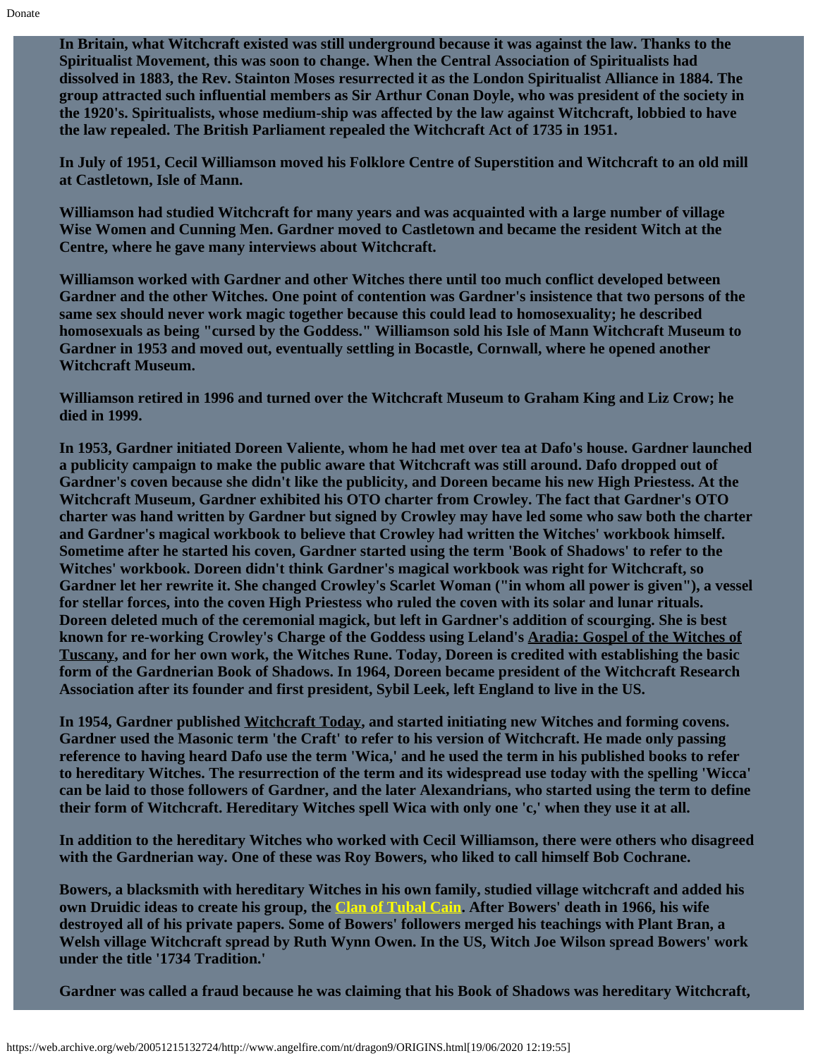**In Britain, what Witchcraft existed was still underground because it was against the law. Thanks to the Spiritualist Movement, this was soon to change. When the Central Association of Spiritualists had dissolved in 1883, the Rev. Stainton Moses resurrected it as the London Spiritualist Alliance in 1884. The group attracted such influential members as Sir Arthur Conan Doyle, who was president of the society in the 1920's. Spiritualists, whose medium-ship was affected by the law against Witchcraft, lobbied to have the law repealed. The British Parliament repealed the Witchcraft Act of 1735 in 1951.**

**In July of 1951, Cecil Williamson moved his Folklore Centre of Superstition and Witchcraft to an old mill at Castletown, Isle of Mann.**

**Williamson had studied Witchcraft for many years and was acquainted with a large number of village Wise Women and Cunning Men. Gardner moved to Castletown and became the resident Witch at the Centre, where he gave many interviews about Witchcraft.**

**Williamson worked with Gardner and other Witches there until too much conflict developed between Gardner and the other Witches. One point of contention was Gardner's insistence that two persons of the same sex should never work magic together because this could lead to homosexuality; he described homosexuals as being "cursed by the Goddess." Williamson sold his Isle of Mann Witchcraft Museum to Gardner in 1953 and moved out, eventually settling in Bocastle, Cornwall, where he opened another Witchcraft Museum.**

**Williamson retired in 1996 and turned over the Witchcraft Museum to Graham King and Liz Crow; he died in 1999.**

**In 1953, Gardner initiated Doreen Valiente, whom he had met over tea at Dafo's house. Gardner launched a publicity campaign to make the public aware that Witchcraft was still around. Dafo dropped out of Gardner's coven because she didn't like the publicity, and Doreen became his new High Priestess. At the Witchcraft Museum, Gardner exhibited his OTO charter from Crowley. The fact that Gardner's OTO charter was hand written by Gardner but signed by Crowley may have led some who saw both the charter and Gardner's magical workbook to believe that Crowley had written the Witches' workbook himself. Sometime after he started his coven, Gardner started using the term 'Book of Shadows' to refer to the Witches' workbook. Doreen didn't think Gardner's magical workbook was right for Witchcraft, so Gardner let her rewrite it. She changed Crowley's Scarlet Woman ("in whom all power is given"), a vessel for stellar forces, into the coven High Priestess who ruled the coven with its solar and lunar rituals. Doreen deleted much of the ceremonial magick, but left in Gardner's addition of scourging. She is best known for re-working Crowley's Charge of the Goddess using Leland's Aradia: Gospel of the Witches of Tuscany, and for her own work, the Witches Rune. Today, Doreen is credited with establishing the basic form of the Gardnerian Book of Shadows. In 1964, Doreen became president of the Witchcraft Research Association after its founder and first president, Sybil Leek, left England to live in the US.**

**In 1954, Gardner published Witchcraft Today, and started initiating new Witches and forming covens. Gardner used the Masonic term 'the Craft' to refer to his version of Witchcraft. He made only passing reference to having heard Dafo use the term 'Wica,' and he used the term in his published books to refer to hereditary Witches. The resurrection of the term and its widespread use today with the spelling 'Wicca' can be laid to those followers of Gardner, and the later Alexandrians, who started using the term to define their form of Witchcraft. Hereditary Witches spell Wica with only one 'c,' when they use it at all.**

**In addition to the hereditary Witches who worked with Cecil Williamson, there were others who disagreed with the Gardnerian way. One of these was Roy Bowers, who liked to call himself Bob Cochrane.**

**Bowers, a blacksmith with hereditary Witches in his own family, studied village witchcraft and added his own Druidic ideas to create his group, the Clan of Tubal Cain. After Bowers' death in 1966, his wife destroyed all of his private papers. Some of Bowers' followers merged his teachings with Plant Bran, a Welsh village Witchcraft spread by Ruth Wynn Owen. In the US, Witch Joe Wilson spread Bowers' work under the title '1734 Tradition.'**

**Gardner was called a fraud because he was claiming that his Book of Shadows was hereditary Witchcraft,**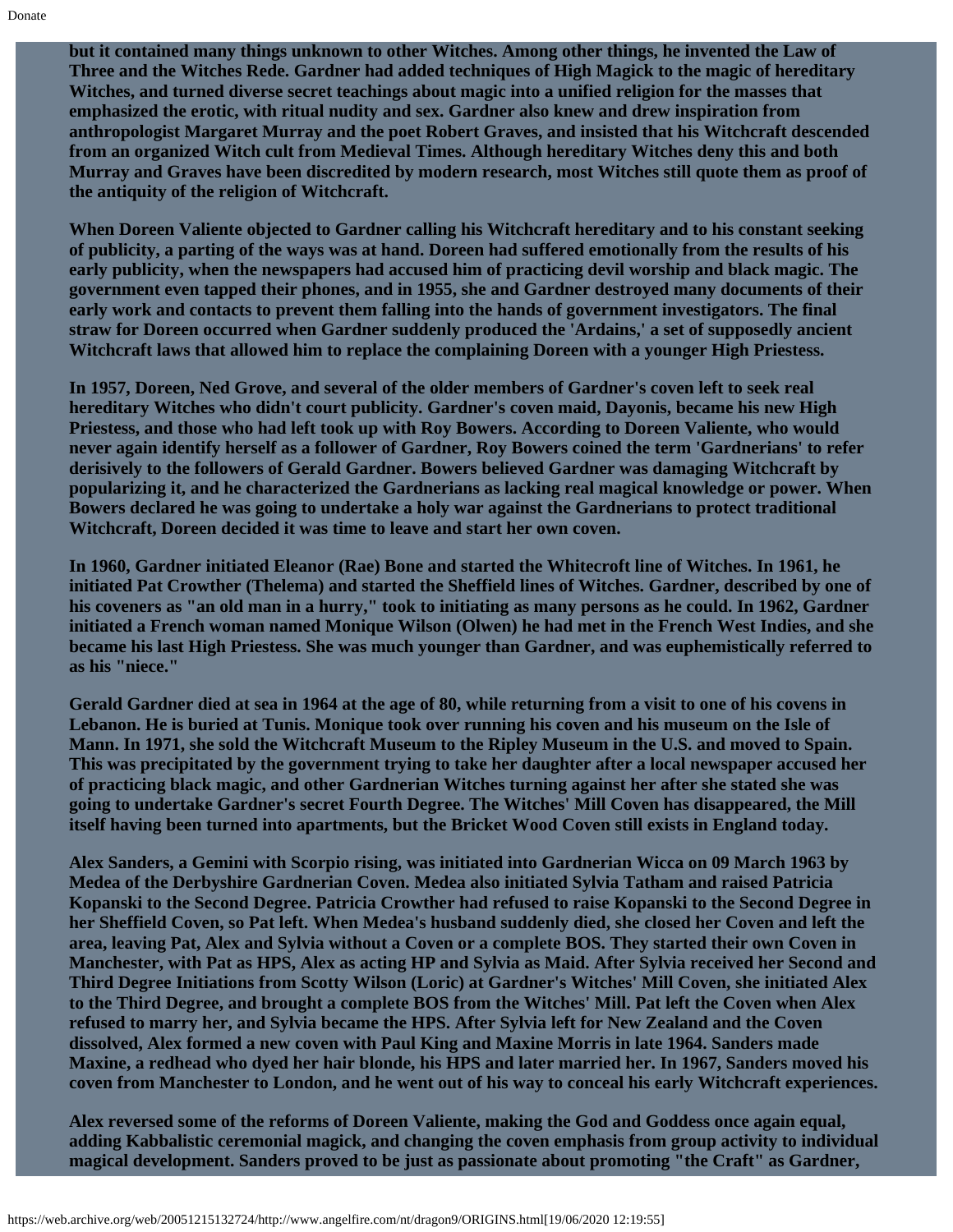**but it contained many things unknown to other Witches. Among other things, he invented the Law of Three and the Witches Rede. Gardner had added techniques of High Magick to the magic of hereditary Witches, and turned diverse secret teachings about magic into a unified religion for the masses that emphasized the erotic, with ritual nudity and sex. Gardner also knew and drew inspiration from anthropologist Margaret Murray and the poet Robert Graves, and insisted that his Witchcraft descended from an organized Witch cult from Medieval Times. Although hereditary Witches deny this and both Murray and Graves have been discredited by modern research, most Witches still quote them as proof of the antiquity of the religion of Witchcraft.**

**When Doreen Valiente objected to Gardner calling his Witchcraft hereditary and to his constant seeking of publicity, a parting of the ways was at hand. Doreen had suffered emotionally from the results of his early publicity, when the newspapers had accused him of practicing devil worship and black magic. The government even tapped their phones, and in 1955, she and Gardner destroyed many documents of their early work and contacts to prevent them falling into the hands of government investigators. The final straw for Doreen occurred when Gardner suddenly produced the 'Ardains,' a set of supposedly ancient Witchcraft laws that allowed him to replace the complaining Doreen with a younger High Priestess.**

**In 1957, Doreen, Ned Grove, and several of the older members of Gardner's coven left to seek real hereditary Witches who didn't court publicity. Gardner's coven maid, Dayonis, became his new High Priestess, and those who had left took up with Roy Bowers. According to Doreen Valiente, who would never again identify herself as a follower of Gardner, Roy Bowers coined the term 'Gardnerians' to refer derisively to the followers of Gerald Gardner. Bowers believed Gardner was damaging Witchcraft by popularizing it, and he characterized the Gardnerians as lacking real magical knowledge or power. When Bowers declared he was going to undertake a holy war against the Gardnerians to protect traditional Witchcraft, Doreen decided it was time to leave and start her own coven.**

**In 1960, Gardner initiated Eleanor (Rae) Bone and started the Whitecroft line of Witches. In 1961, he initiated Pat Crowther (Thelema) and started the Sheffield lines of Witches. Gardner, described by one of his coveners as "an old man in a hurry," took to initiating as many persons as he could. In 1962, Gardner initiated a French woman named Monique Wilson (Olwen) he had met in the French West Indies, and she became his last High Priestess. She was much younger than Gardner, and was euphemistically referred to as his "niece."**

**Gerald Gardner died at sea in 1964 at the age of 80, while returning from a visit to one of his covens in Lebanon. He is buried at Tunis. Monique took over running his coven and his museum on the Isle of Mann. In 1971, she sold the Witchcraft Museum to the Ripley Museum in the U.S. and moved to Spain. This was precipitated by the government trying to take her daughter after a local newspaper accused her of practicing black magic, and other Gardnerian Witches turning against her after she stated she was going to undertake Gardner's secret Fourth Degree. The Witches' Mill Coven has disappeared, the Mill itself having been turned into apartments, but the Bricket Wood Coven still exists in England today.**

**Alex Sanders, a Gemini with Scorpio rising, was initiated into Gardnerian Wicca on 09 March 1963 by Medea of the Derbyshire Gardnerian Coven. Medea also initiated Sylvia Tatham and raised Patricia Kopanski to the Second Degree. Patricia Crowther had refused to raise Kopanski to the Second Degree in her Sheffield Coven, so Pat left. When Medea's husband suddenly died, she closed her Coven and left the area, leaving Pat, Alex and Sylvia without a Coven or a complete BOS. They started their own Coven in Manchester, with Pat as HPS, Alex as acting HP and Sylvia as Maid. After Sylvia received her Second and Third Degree Initiations from Scotty Wilson (Loric) at Gardner's Witches' Mill Coven, she initiated Alex to the Third Degree, and brought a complete BOS from the Witches' Mill. Pat left the Coven when Alex refused to marry her, and Sylvia became the HPS. After Sylvia left for New Zealand and the Coven dissolved, Alex formed a new coven with Paul King and Maxine Morris in late 1964. Sanders made Maxine, a redhead who dyed her hair blonde, his HPS and later married her. In 1967, Sanders moved his coven from Manchester to London, and he went out of his way to conceal his early Witchcraft experiences.**

**Alex reversed some of the reforms of Doreen Valiente, making the God and Goddess once again equal, adding Kabbalistic ceremonial magick, and changing the coven emphasis from group activity to individual magical development. Sanders proved to be just as passionate about promoting "the Craft" as Gardner,**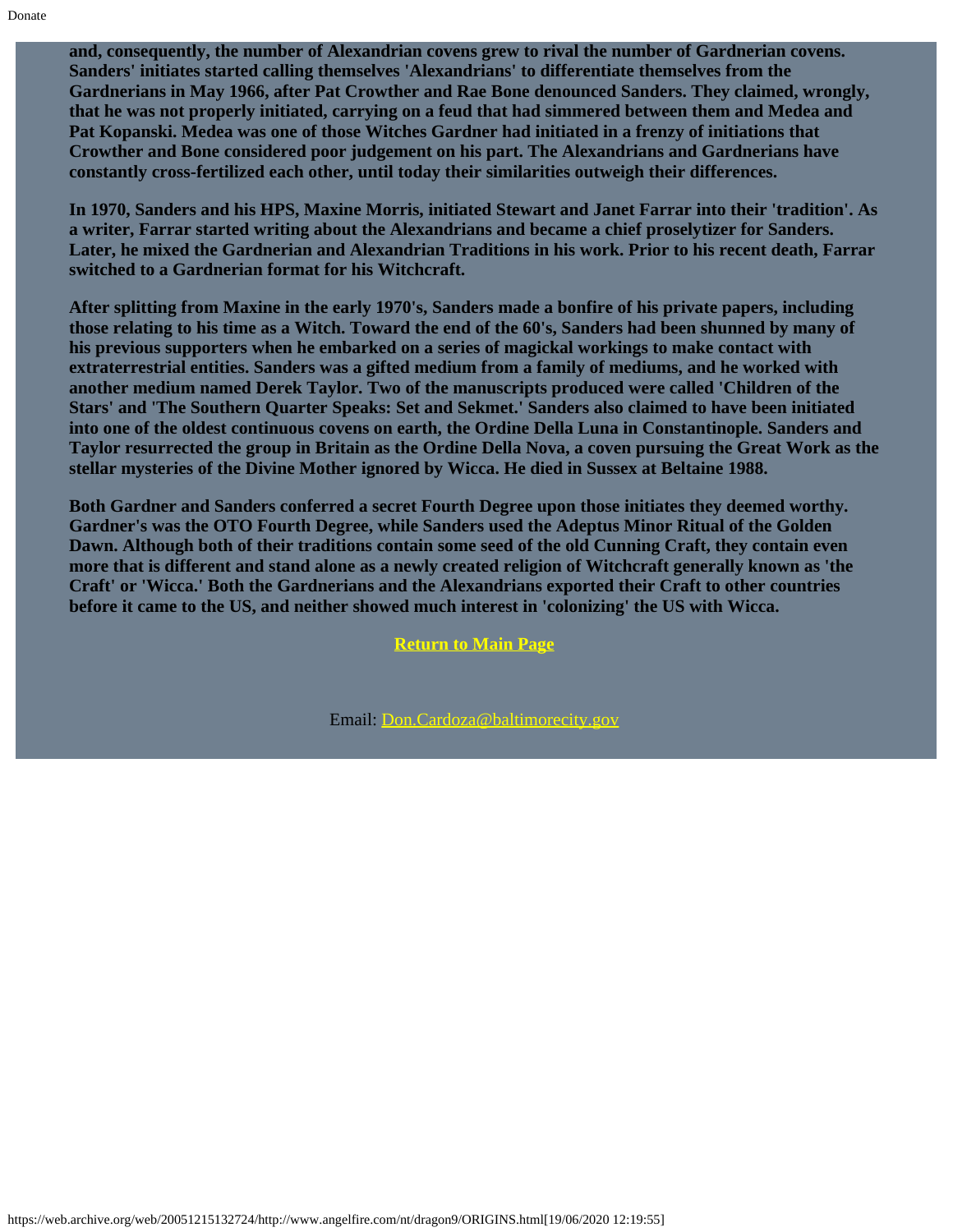**and, consequently, the number of Alexandrian covens grew to rival the number of Gardnerian covens. Sanders' initiates started calling themselves 'Alexandrians' to differentiate themselves from the Gardnerians in May 1966, after Pat Crowther and Rae Bone denounced Sanders. They claimed, wrongly, that he was not properly initiated, carrying on a feud that had simmered between them and Medea and Pat Kopanski. Medea was one of those Witches Gardner had initiated in a frenzy of initiations that Crowther and Bone considered poor judgement on his part. The Alexandrians and Gardnerians have constantly cross-fertilized each other, until today their similarities outweigh their differences.**

**In 1970, Sanders and his HPS, Maxine Morris, initiated Stewart and Janet Farrar into their 'tradition'. As a writer, Farrar started writing about the Alexandrians and became a chief proselytizer for Sanders. Later, he mixed the Gardnerian and Alexandrian Traditions in his work. Prior to his recent death, Farrar switched to a Gardnerian format for his Witchcraft.**

**After splitting from Maxine in the early 1970's, Sanders made a bonfire of his private papers, including those relating to his time as a Witch. Toward the end of the 60's, Sanders had been shunned by many of his previous supporters when he embarked on a series of magickal workings to make contact with extraterrestrial entities. Sanders was a gifted medium from a family of mediums, and he worked with another medium named Derek Taylor. Two of the manuscripts produced were called 'Children of the Stars' and 'The Southern Quarter Speaks: Set and Sekmet.' Sanders also claimed to have been initiated into one of the oldest continuous covens on earth, the Ordine Della Luna in Constantinople. Sanders and Taylor resurrected the group in Britain as the Ordine Della Nova, a coven pursuing the Great Work as the stellar mysteries of the Divine Mother ignored by Wicca. He died in Sussex at Beltaine 1988.**

**Both Gardner and Sanders conferred a secret Fourth Degree upon those initiates they deemed worthy. Gardner's was the OTO Fourth Degree, while Sanders used the Adeptus Minor Ritual of the Golden Dawn. Although both of their traditions contain some seed of the old Cunning Craft, they contain even more that is different and stand alone as a newly created religion of Witchcraft generally known as 'the Craft' or 'Wicca.' Both the Gardnerians and the Alexandrians exported their Craft to other countries before it came to the US, and neither showed much interest in 'colonizing' the US with Wicca.**

**Return to Main Page**

Email: Don.Cardoza@baltimorecity.gov